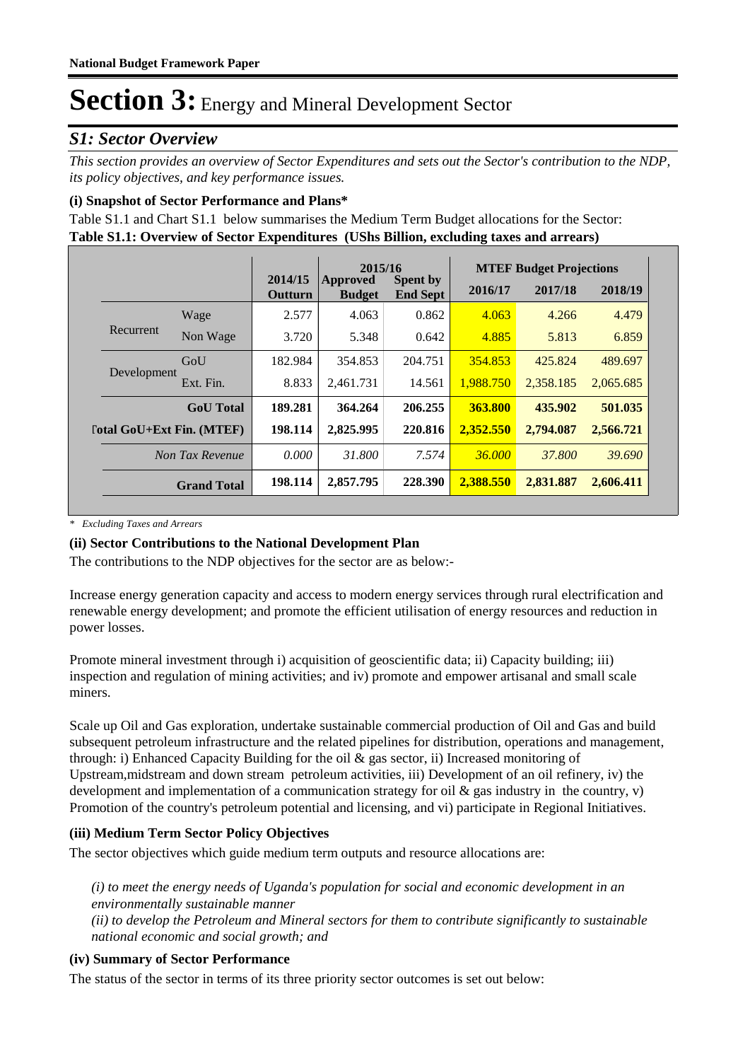**National Budget Framework Paper**

# Section 3: Energy and Mineral Development Sector

## *S1: Sector Overview*

*This section provides an overview of Sector Expenditures and sets out the Sector's contribution to the NDP, its policy objectives, and key performance issues.*

### (i) Snapshot of Sector Performance and Plans*

Table S1.1 and Chart S1.1 below summarises the Medium Term Budget allocations for the Sector:

**Table S1.1: Overview of Sector Expenditures (UShs Billion, excluding taxes and arrears)**

| | | 2014/15 | 2015/16 | | MTEF Budget Projections | | |
|---|---|---|---|---|---|---|---|
| | | Outturn | Approved Budget | Spent by End Sept | 2016/17 | 2017/18 | 2018/19 |
| Recurrent | Wage | 2.577 | 4.063 | 0.862 | 4.063 | 4.266 | 4.479 |
| | Non Wage | 3.720 | 5.348 | 0.642 | 4.885 | 5.813 | 6.859 |
| Development | GoU | 182.984 | 354.853 | 204.751 | 354.853 | 425.824 | 489.697 |
| | Ext. Fin. | 8.833 | 2,461.731 | 14.561 | 1,988.750 | 2,358.185 | 2,065.685 |
| **GoU Total** | | **189.281** | **364.264** | **206.255** | **363.800** | **435.902** | **501.035** |
| **Total GoU+Ext Fin. (MTEF)** | | **198.114** | **2,825.995** | **220.816** | **2,352.550** | **2,794.087** | **2,566.721** |
| *Non Tax Revenue* | | *0.000* | *31.800* | *7.574* | *36.000* | *37.800* | *39.690* |
| **Grand Total** | | **198.114** | **2,857.795** | **228.390** | **2,388.550** | **2,831.887** | **2,606.411** |

\* *Excluding Taxes and Arrears*

### (ii) Sector Contributions to the National Development Plan

The contributions to the NDP objectives for the sector are as below:-

Increase energy generation capacity and access to modern energy services through rural electrification and renewable energy development; and promote the efficient utilisation of energy resources and reduction in power losses.

Promote mineral investment through i) acquisition of geoscientific data; ii) Capacity building; iii) inspection and regulation of mining activities; and iv) promote and empower artisanal and small scale miners.

Scale up Oil and Gas exploration, undertake sustainable commercial production of Oil and Gas and build subsequent petroleum infrastructure and the related pipelines for distribution, operations and management, through: i) Enhanced Capacity Building for the oil & gas sector, ii) Increased monitoring of Upstream,midstream and down stream petroleum activities, iii) Development of an oil refinery, iv) the development and implementation of a communication strategy for oil & gas industry in the country, v) Promotion of the country's petroleum potential and licensing, and vi) participate in Regional Initiatives.

### (iii) Medium Term Sector Policy Objectives

The sector objectives which guide medium term outputs and resource allocations are:

*(i) to meet the energy needs of Uganda's population for social and economic development in an environmentally sustainable manner*
*(ii) to develop the Petroleum and Mineral sectors for them to contribute significantly to sustainable national economic and social growth; and*

### (iv) Summary of Sector Performance

The status of the sector in terms of its three priority sector outcomes is set out below: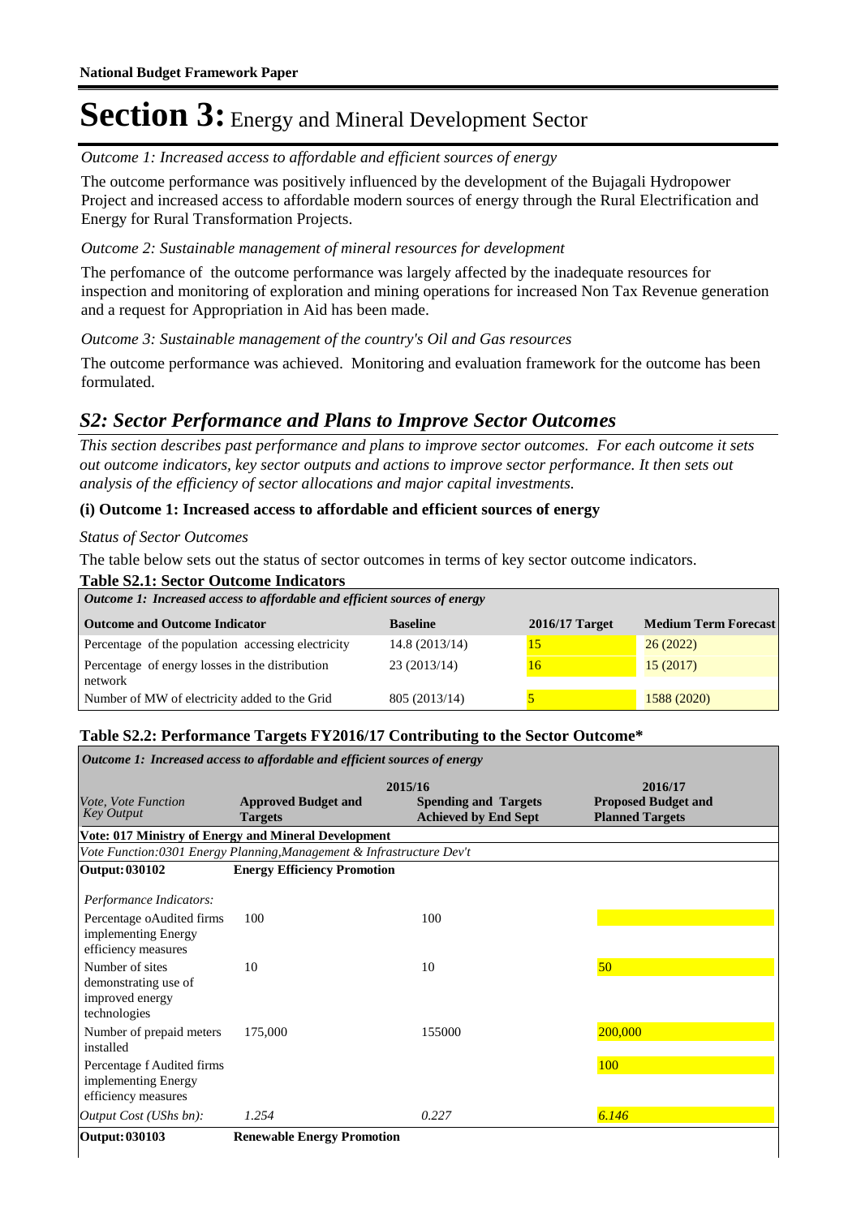# Section 3: Energy and Mineral Development Sector

*Outcome 1: Increased access to affordable and efficient sources of energy*

The outcome performance was positively influenced by the development of the Bujagali Hydropower Project and increased access to affordable modern sources of energy through the Rural Electrification and Energy for Rural Transformation Projects.

*Outcome 2: Sustainable management of mineral resources for development*

The perfomance of the outcome performance was largely affected by the inadequate resources for inspection and monitoring of exploration and mining operations for increased Non Tax Revenue generation and a request for Appropriation in Aid has been made.

*Outcome 3: Sustainable management of the country's Oil and Gas resources*

The outcome performance was achieved. Monitoring and evaluation framework for the outcome has been formulated.

## *S2: Sector Performance and Plans to Improve Sector Outcomes*

*This section describes past performance and plans to improve sector outcomes. For each outcome it sets out outcome indicators, key sector outputs and actions to improve sector performance. It then sets out analysis of the efficiency of sector allocations and major capital investments.*

### (i) Outcome 1: Increased access to affordable and efficient sources of energy

*Status of Sector Outcomes*

The table below sets out the status of sector outcomes in terms of key sector outcome indicators.

**Table S2.1: Sector Outcome Indicators**

| *Outcome 1: Increased access to affordable and efficient sources of energy* | | | |
|---|---|---|---|
| **Outcome and Outcome Indicator** | **Baseline** | **2016/17 Target** | **Medium Term Forecast** |
| Percentage of the population accessing electricity | 14.8 (2013/14) | 15 | 26 (2022) |
| Percentage of energy losses in the distribution network | 23 (2013/14) | 16 | 15 (2017) |
| Number of MW of electricity added to the Grid | 805 (2013/14) | 5 | 1588 (2020) |

**Table S2.2: Performance Targets FY2016/17 Contributing to the Sector Outcome\***

| *Outcome 1: Increased access to affordable and efficient sources of energy* | | | |
|---|---|---|---|
| | 2015/16 | | 2016/17 |
| *Vote, Vote Function Key Output* | **Approved Budget and Targets** | **Spending and Targets Achieved by End Sept** | **Proposed Budget and Planned Targets** |
| **Vote: 017 Ministry of Energy and Mineral Development** | | | |
| *Vote Function:0301 Energy Planning,Management & Infrastructure Dev't* | | | |
| **Output: 030102** | **Energy Efficiency Promotion** | | |
| *Performance Indicators:* | | | |
| Percentage oAudited firms implementing Energy efficiency measures | 100 | 100 | |
| Number of sites demonstrating use of improved energy technologies | 10 | 10 | 50 |
| Number of prepaid meters installed | 175,000 | 155000 | 200,000 |
| Percentage f Audited firms implementing Energy efficiency measures | | | 100 |
| *Output Cost (UShs bn):* | *1.254* | *0.227* | *6.146* |
| **Output: 030103** | **Renewable Energy Promotion** | | |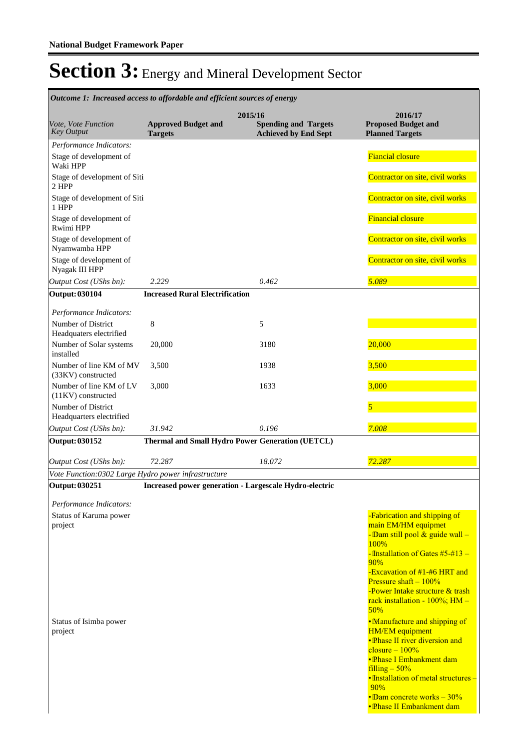**National Budget Framework Paper**

# Section 3: Energy and Mineral Development Sector

*Outcome 1: Increased access to affordable and efficient sources of energy*

| *Vote, Vote Function Key Output* | 2015/16 **Approved Budget and Targets** | **Spending and Targets Achieved by End Sept** | 2016/17 **Proposed Budget and Planned Targets** |
|---|---|---|---|
| *Performance Indicators:* | | | |
| Stage of development of Waki HPP | | | Fiancial closure |
| Stage of development of Siti 2 HPP | | | Contractor on site, civil works |
| Stage of development of Siti 1 HPP | | | Contractor on site, civil works |
| Stage of development of Rwimi HPP | | | Financial closure |
| Stage of development of Nyamwamba HPP | | | Contractor on site, civil works |
| Stage of development of Nyagak III HPP | | | Contractor on site, civil works |
| *Output Cost (UShs bn):* | *2.229* | *0.462* | *5.089* |
| **Output: 030104** | **Increased Rural Electrification** | | |
| *Performance Indicators:* | | | |
| Number of District Headquaters electrified | 8 | 5 | |
| Number of Solar systems installed | 20,000 | 3180 | 20,000 |
| Number of line KM of MV (33KV) constructed | 3,500 | 1938 | 3,500 |
| Number of line KM of LV (11KV) constructed | 3,000 | 1633 | 3,000 |
| Number of District Headquarters electrified | | | 5 |
| *Output Cost (UShs bn):* | *31.942* | *0.196* | *7.008* |
| **Output: 030152** | **Thermal and Small Hydro Power Generation (UETCL)** | | |
| *Output Cost (UShs bn):* | *72.287* | *18.072* | *72.287* |
| *Vote Function:0302 Large Hydro power infrastructure* | | | |
| **Output: 030251** | **Increased power generation - Largescale Hydro-electric** | | |
| *Performance Indicators:* | | | |
| Status of Karuma power project | | | -Fabrication and shipping of main EM/HM equipmet<br>- Dam still pool & guide wall – 100%<br>- Installation of Gates #5-#13 – 90%<br>-Excavation of #1-#6 HRT and Pressure shaft – 100%<br>-Power Intake structure & trash rack installation - 100%; HM – 50% |
| Status of Isimba power project | | | • Manufacture and shipping of HM/EM equipment<br>• Phase II river diversion and closure – 100%<br>• Phase I Embankment dam filling – 50%<br>• Installation of metal structures – 90%<br>• Dam concrete works – 30%<br>• Phase II Embankment dam |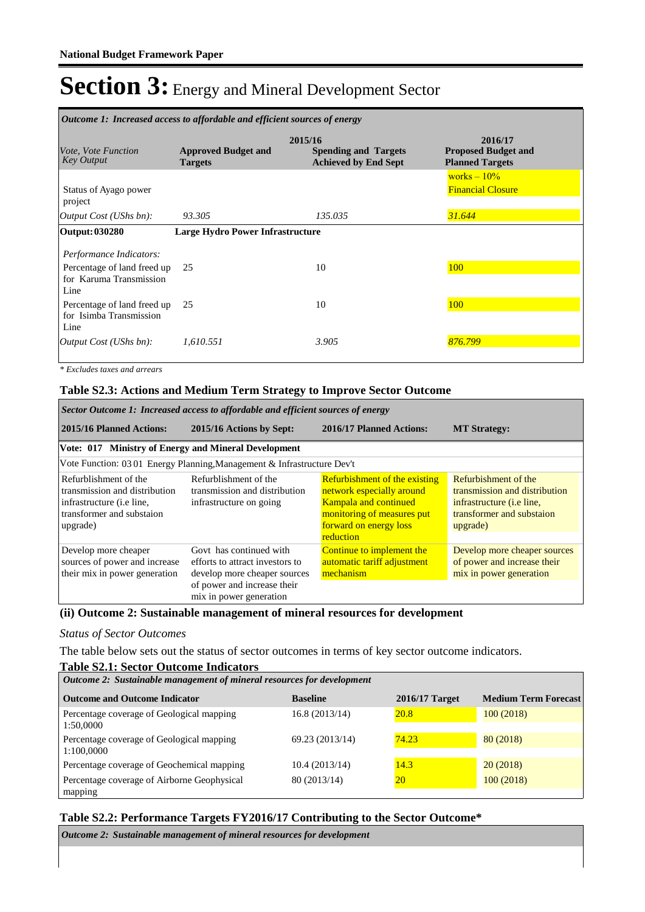**National Budget Framework Paper**

# Section 3: Energy and Mineral Development Sector

| *Outcome 1: Increased access to affordable and efficient sources of energy* | | | |
|---|---|---|---|
| *Vote, Vote Function Key Output* | **2015/16** **Approved Budget and Targets** | **Spending and Targets Achieved by End Sept** | **2016/17 Proposed Budget and Planned Targets** |
| Status of Ayago power project | | | works – 10% Financial Closure |
| *Output Cost (UShs bn):* | *93.305* | *135.035* | *31.644* |
| **Output: 030280** | **Large Hydro Power Infrastructure** | | |
| *Performance Indicators:* | | | |
| Percentage of land freed up for Karuma Transmission Line | 25 | 10 | 100 |
| Percentage of land freed up for Isimba Transmission Line | 25 | 10 | 100 |
| *Output Cost (UShs bn):* | *1,610.551* | *3.905* | *876.799* |

*\* Excludes taxes and arrears*

### Table S2.3: Actions and Medium Term Strategy to Improve Sector Outcome

| *Sector Outcome 1: Increased access to affordable and efficient sources of energy* | | | |
|---|---|---|---|
| **2015/16 Planned Actions:** | **2015/16 Actions by Sept:** | **2016/17 Planned Actions:** | **MT Strategy:** |
| **Vote: 017 Ministry of Energy and Mineral Development** | | | |
| Vote Function: 03 01 Energy Planning,Management & Infrastructure Dev't | | | |
| Refurblishment of the transmission and distribution infrastructure (i.e line, transformer and substaion upgrade) | Refurblishment of the transmission and distribution infrastructure on going | Refurbishment of the existing network especially around Kampala and continued monitoring of measures put forward on energy loss reduction | Refurblishment of the transmission and distribution infrastructure (i.e line, transformer and substaion upgrade) |
| Develop more cheaper sources of power and increase their mix in power generation | Govt has continued with efforts to attract investors to develop more cheaper sources of power and increase their mix in power generation | Continue to implement the automatic tariff adjustment mechanism | Develop more cheaper sources of power and increase their mix in power generation |

### (ii) Outcome 2: Sustainable management of mineral resources for development

*Status of Sector Outcomes*

The table below sets out the status of sector outcomes in terms of key sector outcome indicators.

### Table S2.1: Sector Outcome Indicators

| *Outcome 2: Sustainable management of mineral resources for development* | | | |
|---|---|---|---|
| **Outcome and Outcome Indicator** | **Baseline** | **2016/17 Target** | **Medium Term Forecast** |
| Percentage coverage of Geological mapping 1:50,0000 | 16.8 (2013/14) | 20.8 | 100 (2018) |
| Percentage coverage of Geological mapping 1:100,0000 | 69.23 (2013/14) | 74.23 | 80 (2018) |
| Percentage coverage of Geochemical mapping | 10.4 (2013/14) | 14.3 | 20 (2018) |
| Percentage coverage of Airborne Geophysical mapping | 80 (2013/14) | 20 | 100 (2018) |

### Table S2.2: Performance Targets FY2016/17 Contributing to the Sector Outcome*

| *Outcome 2: Sustainable management of mineral resources for development* |
|---|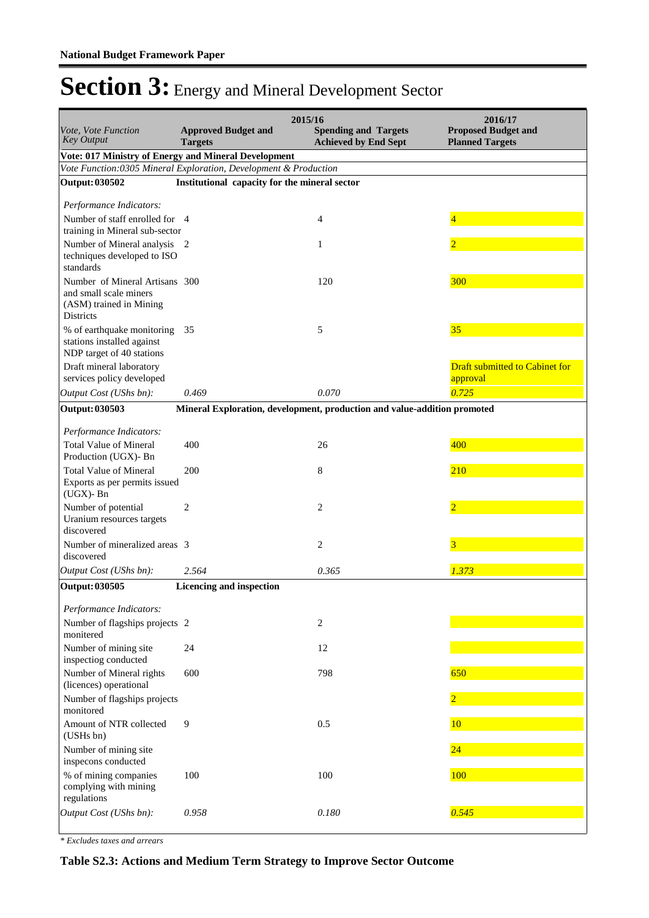**National Budget Framework Paper**

# Section 3: Energy and Mineral Development Sector

| Vote, Vote Function<br>Key Output | 2015/16<br>Approved Budget and Targets | <br>Spending and Targets Achieved by End Sept | 2016/17<br>Proposed Budget and Planned Targets |
|---|---|---|---|
| **Vote: 017 Ministry of Energy and Mineral Development** | | | |
| *Vote Function:0305 Mineral Exploration, Development & Production* | | | |
| **Output: 030502** | **Institutional capacity for the mineral sector** | | |
| *Performance Indicators:* | | | |
| Number of staff enrolled for training in Mineral sub-sector | 4 | 4 | 4 |
| Number of Mineral analysis techniques developed to ISO standards | 2 | 1 | 2 |
| Number of Mineral Artisans and small scale miners (ASM) trained in Mining Districts | 300 | 120 | 300 |
| % of earthquake monitoring stations installed against NDP target of 40 stations | 35 | 5 | 35 |
| Draft mineral laboratory services policy developed | | | Draft submitted to Cabinet for approval |
| *Output Cost (UShs bn):* | *0.469* | *0.070* | *0.725* |
| **Output: 030503** | **Mineral Exploration, development, production and value-addition promoted** | | |
| *Performance Indicators:* | | | |
| Total Value of Mineral Production (UGX)- Bn | 400 | 26 | 400 |
| Total Value of Mineral Exports as per permits issued (UGX)- Bn | 200 | 8 | 210 |
| Number of potential Uranium resources targets discovered | 2 | 2 | 2 |
| Number of mineralized areas discovered | 3 | 2 | 3 |
| *Output Cost (UShs bn):* | *2.564* | *0.365* | *1.373* |
| **Output: 030505** | **Licencing and inspection** | | |
| *Performance Indicators:* | | | |
| Number of flagships projects monitered | 2 | 2 | |
| Number of mining site inspectiog conducted | 24 | 12 | |
| Number of Mineral rights (licences) operational | 600 | 798 | 650 |
| Number of flagships projects monitored | | | 2 |
| Amount of NTR collected (USHs bn) | 9 | 0.5 | 10 |
| Number of mining site inspecons conducted | | | 24 |
| % of mining companies complying with mining regulations | 100 | 100 | 100 |
| *Output Cost (UShs bn):* | *0.958* | *0.180* | *0.545* |

*\* Excludes taxes and arrears*

**Table S2.3: Actions and Medium Term Strategy to Improve Sector Outcome**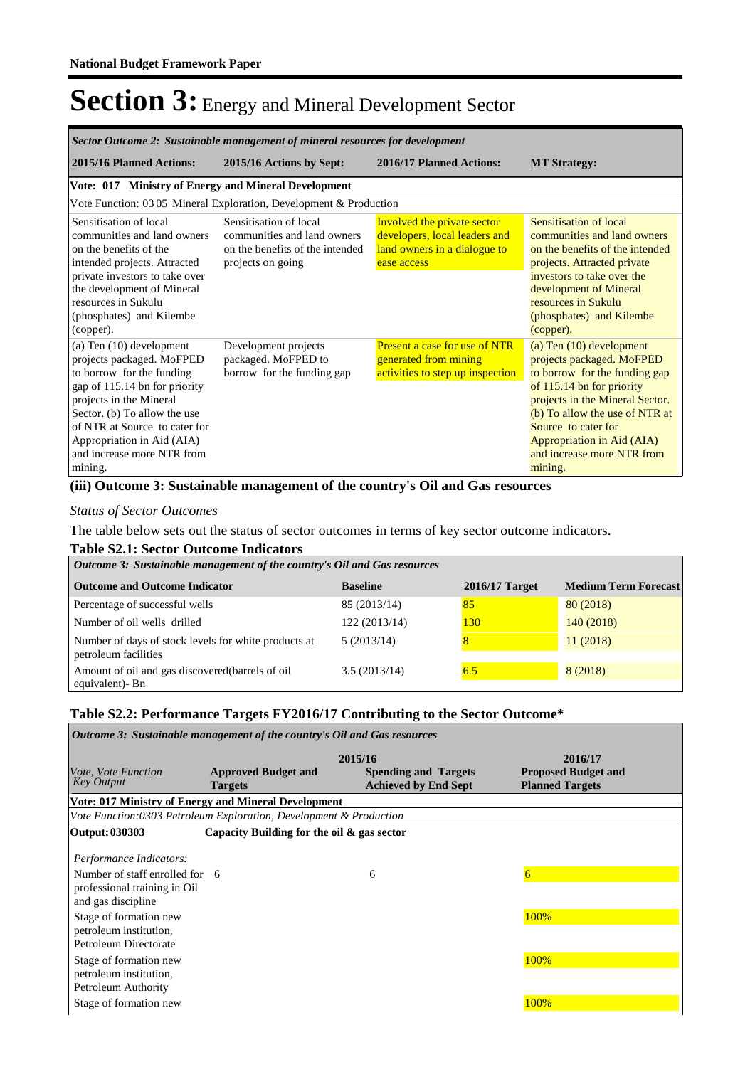# Section 3: Energy and Mineral Development Sector

| *Sector Outcome 2: Sustainable management of mineral resources for development* | | | |
|---|---|---|---|
| **2015/16 Planned Actions:** | **2015/16 Actions by Sept:** | **2016/17 Planned Actions:** | **MT Strategy:** |
| **Vote: 017 Ministry of Energy and Mineral Development** | | | |
| Vote Function: 03 05 Mineral Exploration, Development & Production | | | |
| Sensitisation of local communities and land owners on the benefits of the intended projects. Attracted private investors to take over the development of Mineral resources in Sukulu (phosphates) and Kilembe (copper). | Sensitisation of local communities and land owners on the benefits of the intended projects on going | Involved the private sector developers, local leaders and land owners in a dialogue to ease access | Sensitisation of local communities and land owners on the benefits of the intended projects. Attracted private investors to take over the development of Mineral resources in Sukulu (phosphates) and Kilembe (copper). |
| (a) Ten (10) development projects packaged. MoFPED to borrow for the funding gap of 115.14 bn for priority projects in the Mineral Sector. (b) To allow the use of NTR at Source to cater for Appropriation in Aid (AIA) and increase more NTR from mining. | Development projects packaged. MoFPED to borrow for the funding gap | Present a case for use of NTR generated from mining activities to step up inspection | (a) Ten (10) development projects packaged. MoFPED to borrow for the funding gap of 115.14 bn for priority projects in the Mineral Sector. (b) To allow the use of NTR at Source to cater for Appropriation in Aid (AIA) and increase more NTR from mining. |

### (iii) Outcome 3: Sustainable management of the country's Oil and Gas resources

*Status of Sector Outcomes*

The table below sets out the status of sector outcomes in terms of key sector outcome indicators.

### Table S2.1: Sector Outcome Indicators

| *Outcome 3: Sustainable management of the country's Oil and Gas resources* | | | |
|---|---|---|---|
| **Outcome and Outcome Indicator** | **Baseline** | **2016/17 Target** | **Medium Term Forecast** |
| Percentage of successful wells | 85 (2013/14) | 85 | 80 (2018) |
| Number of oil wells drilled | 122 (2013/14) | 130 | 140 (2018) |
| Number of days of stock levels for white products at petroleum facilities | 5 (2013/14) | 8 | 11 (2018) |
| Amount of oil and gas discovered(barrels of oil equivalent)- Bn | 3.5 (2013/14) | 6.5 | 8 (2018) |

### Table S2.2: Performance Targets FY2016/17 Contributing to the Sector Outcome*

| *Outcome 3: Sustainable management of the country's Oil and Gas resources* | | | |
|---|---|---|---|
| | 2015/16 | | 2016/17 |
| *Vote, Vote Function Key Output* | **Approved Budget and Targets** | **Spending and Targets Achieved by End Sept** | **Proposed Budget and Planned Targets** |
| **Vote: 017 Ministry of Energy and Mineral Development** | | | |
| *Vote Function:0303 Petroleum Exploration, Development & Production* | | | |
| **Output: 030303** | **Capacity Building for the oil & gas sector** | | |
| *Performance Indicators:* | | | |
| Number of staff enrolled for professional training in Oil and gas discipline | 6 | 6 | 6 |
| Stage of formation new petroleum institution, Petroleum Directorate | | | 100% |
| Stage of formation new petroleum institution, Petroleum Authority | | | 100% |
| Stage of formation new | | | 100% |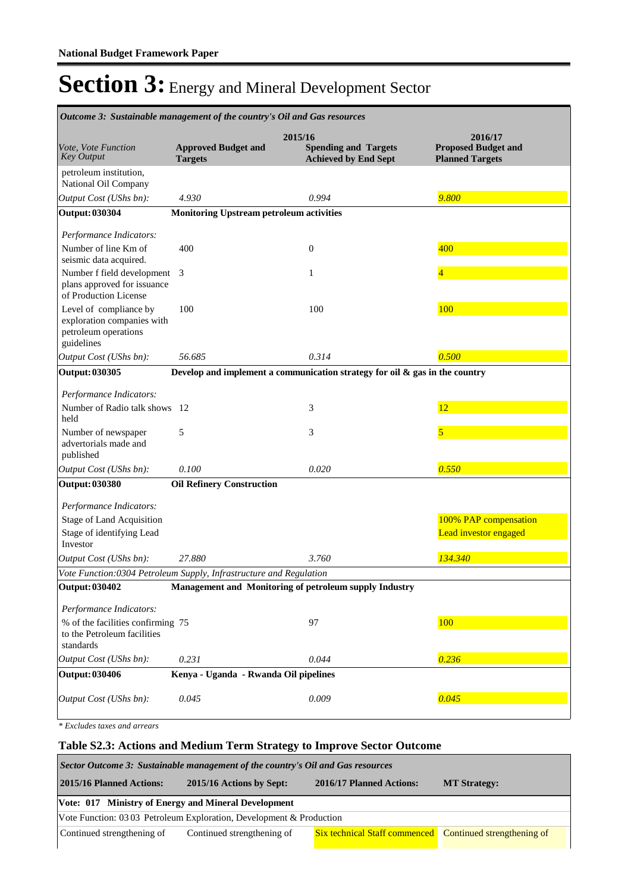# Section 3: Energy and Mineral Development Sector

| *Outcome 3: Sustainable management of the country's Oil and Gas resources* | | | |
|---|---|---|---|
| | 2015/16 | | 2016/17 |
| *Vote, Vote Function Key Output* | **Approved Budget and Targets** | **Spending and Targets Achieved by End Sept** | **Proposed Budget and Planned Targets** |
| petroleum institution, National Oil Company | | | |
| *Output Cost (UShs bn):* | *4.930* | *0.994* | *9.800* |
| **Output: 030304** | **Monitoring Upstream petroleum activities** | | |
| *Performance Indicators:* | | | |
| Number of line Km of seismic data acquired. | 400 | 0 | 400 |
| Number f field development plans approved for issuance of Production License | 3 | 1 | 4 |
| Level of compliance by exploration companies with petroleum operations guidelines | 100 | 100 | 100 |
| *Output Cost (UShs bn):* | *56.685* | *0.314* | *0.500* |
| **Output: 030305** | **Develop and implement a communication strategy for oil & gas in the country** | | |
| *Performance Indicators:* | | | |
| Number of Radio talk shows held | 12 | 3 | 12 |
| Number of newspaper advertorials made and published | 5 | 3 | 5 |
| *Output Cost (UShs bn):* | *0.100* | *0.020* | *0.550* |
| **Output: 030380** | **Oil Refinery Construction** | | |
| *Performance Indicators:* | | | |
| Stage of Land Acquisition | | | 100% PAP compensation |
| Stage of identifying Lead Investor | | | Lead investor engaged |
| *Output Cost (UShs bn):* | *27.880* | *3.760* | *134.340* |
| *Vote Function:0304 Petroleum Supply, Infrastructure and Regulation* | | | |
| **Output: 030402** | **Management and Monitoring of petroleum supply Industry** | | |
| *Performance Indicators:* | | | |
| % of the facilities confirming to the Petroleum facilities standards | 75 | 97 | 100 |
| *Output Cost (UShs bn):* | *0.231* | *0.044* | *0.236* |
| **Output: 030406** | **Kenya - Uganda - Rwanda Oil pipelines** | | |
| *Output Cost (UShs bn):* | *0.045* | *0.009* | *0.045* |

*\* Excludes taxes and arrears*

### Table S2.3: Actions and Medium Term Strategy to Improve Sector Outcome

| *Sector Outcome 3: Sustainable management of the country's Oil and Gas resources* | | | |
|---|---|---|---|
| **2015/16 Planned Actions:** | **2015/16 Actions by Sept:** | **2016/17 Planned Actions:** | **MT Strategy:** |
| **Vote: 017 Ministry of Energy and Mineral Development** | | | |
| Vote Function: 03 03 Petroleum Exploration, Development & Production | | | |
| Continued strengthening of | Continued strengthening of | Six technical Staff commenced | Continued strengthening of |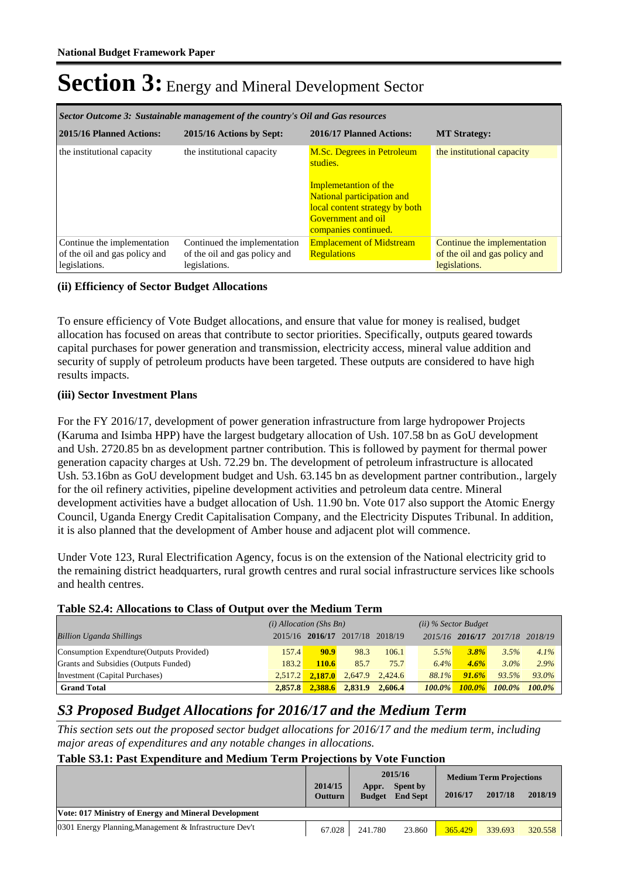# Section 3: Energy and Mineral Development Sector

| *Sector Outcome 3: Sustainable management of the country's Oil and Gas resources* | | | |
|---|---|---|---|
| **2015/16 Planned Actions:** | **2015/16 Actions by Sept:** | **2016/17 Planned Actions:** | **MT Strategy:** |
| the institutional capacity | the institutional capacity | M.Sc. Degrees in Petroleum studies.<br><br>Implementation of the National participation and local content strategy by both Government and oil companies continued. | the institutional capacity |
| Continue the implementation of the oil and gas policy and legislations. | Continued the implementation of the oil and gas policy and legislations. | Emplacement of Midstream Regulations | Continue the implementation of the oil and gas policy and legislations. |

### (ii) Efficiency of Sector Budget Allocations

To ensure efficiency of Vote Budget allocations, and ensure that value for money is realised, budget allocation has focused on areas that contribute to sector priorities. Specifically, outputs geared towards capital purchases for power generation and transmission, electricity access, mineral value addition and security of supply of petroleum products have been targeted. These outputs are considered to have high results impacts.

### (iii) Sector Investment Plans

For the FY 2016/17, development of power generation infrastructure from large hydropower Projects (Karuma and Isimba HPP) have the largest budgetary allocation of Ush. 107.58 bn as GoU development and Ush. 2720.85 bn as development partner contribution. This is followed by payment for thermal power generation capacity charges at Ush. 72.29 bn. The development of petroleum infrastructure is allocated Ush. 53.16bn as GoU development budget and Ush. 63.145 bn as development partner contribution., largely for the oil refinery activities, pipeline development activities and petroleum data centre. Mineral development activities have a budget allocation of Ush. 11.90 bn. Vote 017 also support the Atomic Energy Council, Uganda Energy Credit Capitalisation Company, and the Electricity Disputes Tribunal. In addition, it is also planned that the development of Amber house and adjacent plot will commence.

Under Vote 123, Rural Electrification Agency, focus is on the extension of the National electricity grid to the remaining district headquarters, rural growth centres and rural social infrastructure services like schools and health centres.

**Table S2.4: Allocations to Class of Output over the Medium Term**

| | *(i) Allocation (Shs Bn)* | | | | *(ii) % Sector Budget* | | | |
|---|---|---|---|---|---|---|---|---|
| *Billion Uganda Shillings* | 2015/16 | **2016/17** | 2017/18 | 2018/19 | *2015/16* | ***2016/17*** | *2017/18* | *2018/19* |
| Consumption Expendture(Outputs Provided) | 157.4 | **90.9** | 98.3 | 106.1 | *5.5%* | ***3.8%*** | *3.5%* | *4.1%* |
| Grants and Subsidies (Outputs Funded) | 183.2 | **110.6** | 85.7 | 75.7 | *6.4%* | ***4.6%*** | *3.0%* | *2.9%* |
| Investment (Capital Purchases) | 2,517.2 | **2,187.0** | 2,647.9 | 2,424.6 | *88.1%* | ***91.6%*** | *93.5%* | *93.0%* |
| **Grand Total** | **2,857.8** | **2,388.6** | **2,831.9** | **2,606.4** | ***100.0%*** | ***100.0%*** | ***100.0%*** | ***100.0%*** |

## *S3 Proposed Budget Allocations for 2016/17 and the Medium Term*

*This section sets out the proposed sector budget allocations for 2016/17 and the medium term, including major areas of expenditures and any notable changes in allocations.*

**Table S3.1: Past Expenditure and Medium Term Projections by Vote Function**

| | 2014/15 | 2015/16 | | Medium Term Projections | | |
|---|---|---|---|---|---|---|
| | Outturn | Appr. Budget | Spent by End Sept | 2016/17 | 2017/18 | 2018/19 |
| **Vote: 017 Ministry of Energy and Mineral Development** | | | | | | |
| 0301 Energy Planning,Management & Infrastructure Dev't | 67.028 | 241.780 | 23.860 | 365.429 | 339.693 | 320.558 |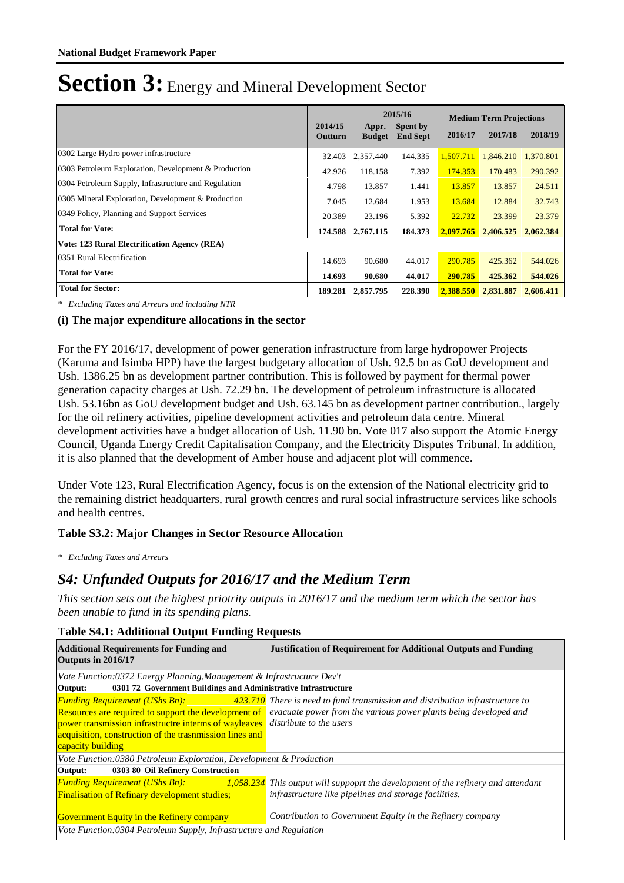**National Budget Framework Paper**

# Section 3: Energy and Mineral Development Sector

| | 2014/15 Outturn | 2015/16 Appr. Budget | 2015/16 Spent by End Sept | Medium Term Projections 2016/17 | 2017/18 | 2018/19 |
|---|---|---|---|---|---|---|
| 0302 Large Hydro power infrastructure | 32.403 | 2,357.440 | 144.335 | 1,507.711 | 1,846.210 | 1,370.801 |
| 0303 Petroleum Exploration, Development & Production | 42.926 | 118.158 | 7.392 | 174.353 | 170.483 | 290.392 |
| 0304 Petroleum Supply, Infrastructure and Regulation | 4.798 | 13.857 | 1.441 | 13.857 | 13.857 | 24.511 |
| 0305 Mineral Exploration, Development & Production | 7.045 | 12.684 | 1.953 | 13.684 | 12.884 | 32.743 |
| 0349 Policy, Planning and Support Services | 20.389 | 23.196 | 5.392 | 22.732 | 23.399 | 23.379 |
| **Total for Vote:** | **174.588** | **2,767.115** | **184.373** | **2,097.765** | **2,406.525** | **2,062.384** |
| **Vote: 123 Rural Electrification Agency (REA)** | | | | | | |
| 0351 Rural Electrification | 14.693 | 90.680 | 44.017 | 290.785 | 425.362 | 544.026 |
| **Total for Vote:** | **14.693** | **90.680** | **44.017** | **290.785** | **425.362** | **544.026** |
| **Total for Sector:** | **189.281** | **2,857.795** | **228.390** | **2,388.550** | **2,831.887** | **2,606.411** |

*\* Excluding Taxes and Arrears and including NTR*

### (i) The major expenditure allocations in the sector

For the FY 2016/17, development of power generation infrastructure from large hydropower Projects (Karuma and Isimba HPP) have the largest budgetary allocation of Ush. 92.5 bn as GoU development and Ush. 1386.25 bn as development partner contribution. This is followed by payment for thermal power generation capacity charges at Ush. 72.29 bn. The development of petroleum infrastructure is allocated Ush. 53.16bn as GoU development budget and Ush. 63.145 bn as development partner contribution., largely for the oil refinery activities, pipeline development activities and petroleum data centre. Mineral development activities have a budget allocation of Ush. 11.90 bn. Vote 017 also support the Atomic Energy Council, Uganda Energy Credit Capitalisation Company, and the Electricity Disputes Tribunal. In addition, it is also planned that the development of Amber house and adjacent plot will commence.

Under Vote 123, Rural Electrification Agency, focus is on the extension of the National electricity grid to the remaining district headquarters, rural growth centres and rural social infrastructure services like schools and health centres.

### Table S3.2: Major Changes in Sector Resource Allocation

*\* Excluding Taxes and Arrears*

## *S4: Unfunded Outputs for 2016/17 and the Medium Term*

*This section sets out the highest priotrity outputs in 2016/17 and the medium term which the sector has been unable to fund in its spending plans.*

### Table S4.1: Additional Output Funding Requests

| Additional Requirements for Funding and Outputs in 2016/17 | Justification of Requirement for Additional Outputs and Funding |
|---|---|
| *Vote Function:0372 Energy Planning,Management & Infrastructure Dev't* | |
| **Output: 0301 72 Government Buildings and Administrative Infrastructure** | |
| *Funding Requirement (UShs Bn): 423.710* Resources are required to support the development of power transmission infrastructre interms of wayleaves acquisition, construction of the trasnmission lines and capacity building | *There is need to fund transmission and distribution infrastructure to evacuate power from the various power plants being developed and distribute to the users* |
| *Vote Function:0380 Petroleum Exploration, Development & Production* | |
| **Output: 0303 80 Oil Refinery Construction** | |
| *Funding Requirement (UShs Bn): 1,058.234* Finalisation of Refinary development studies; | *This output will suppoprt the development of the refinery and attendant infrastructure like pipelines and storage facilities.* |
| Government Equity in the Refinery company | *Contribution to Government Equity in the Refinery company* |
| *Vote Function:0304 Petroleum Supply, Infrastructure and Regulation* | |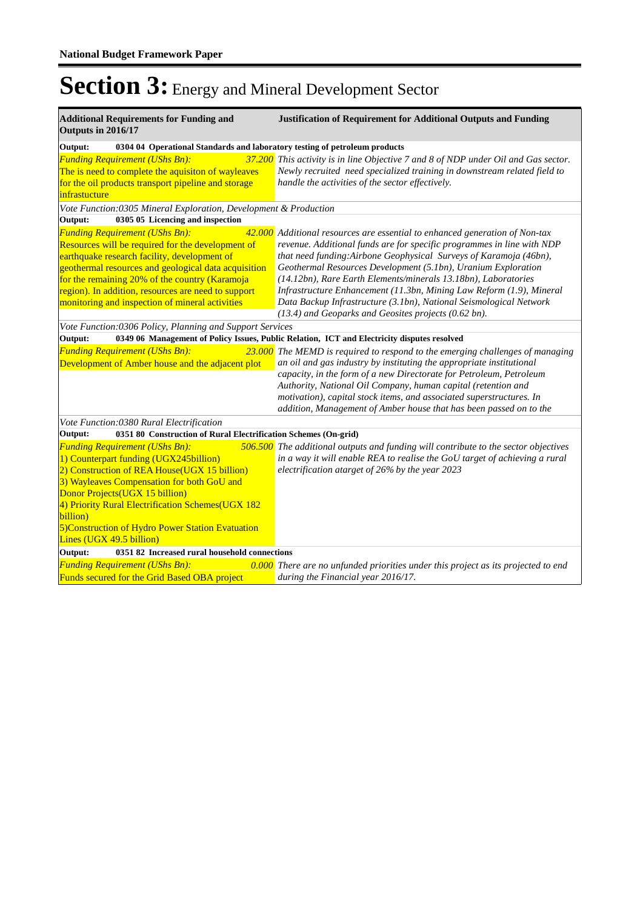# Section 3: Energy and Mineral Development Sector

| Additional Requirements for Funding and Outputs in 2016/17 | | Justification of Requirement for Additional Outputs and Funding |
|---|---|---|
| **Output: 0304 04 Operational Standards and laboratory testing of petroleum products** | | |
| *Funding Requirement (UShs Bn):* The is need to complete the aquisiton of wayleaves for the oil products transport pipeline and storage infrastucture | *37.200* | *This activity is in line Objective 7 and 8 of NDP under Oil and Gas sector. Newly recruited need specialized training in downstream related field to handle the activities of the sector effectively.* |
| *Vote Function:0305 Mineral Exploration, Development & Production* | | |
| **Output: 0305 05 Licencing and inspection** | | |
| *Funding Requirement (UShs Bn):* Resources will be required for the development of earthquake research facility, development of geothermal resources and geological data acquisition for the remaining 20% of the country (Karamoja region). In addition, resources are need to support monitoring and inspection of mineral activities | *42.000* | *Additional resources are essential to enhanced generation of Non-tax revenue. Additional funds are for specific programmes in line with NDP that need funding:Airbone Geophysical Surveys of Karamoja (46bn), Geothermal Resources Development (5.1bn), Uranium Exploration (14.12bn), Rare Earth Elements/minerals 13.18bn), Laboratories Infrastructure Enhancement (11.3bn, Mining Law Reform (1.9), Mineral Data Backup Infrastructure (3.1bn), National Seismological Network (13.4) and Geoparks and Geosites projects (0.62 bn).* |
| *Vote Function:0306 Policy, Planning and Support Services* | | |
| **Output: 0349 06 Management of Policy Issues, Public Relation, ICT and Electricity disputes resolved** | | |
| *Funding Requirement (UShs Bn):* Development of Amber house and the adjacent plot | *23.000* | *The MEMD is required to respond to the emerging challenges of managing an oil and gas industry by instituting the appropriate institutional capacity, in the form of a new Directorate for Petroleum, Petroleum Authority, National Oil Company, human capital (retention and motivation), capital stock items, and associated superstructures. In addition, Management of Amber house that has been passed on to the* |
| *Vote Function:0380 Rural Electrification* | | |
| **Output: 0351 80 Construction of Rural Electrification Schemes (On-grid)** | | |
| *Funding Requirement (UShs Bn):* 1) Counterpart funding (UGX245billion) 2) Construction of REA House(UGX 15 billion) 3) Wayleaves Compensation for both GoU and Donor Projects(UGX 15 billion) 4) Priority Rural Electrification Schemes(UGX 182 billion) 5)Construction of Hydro Power Station Evatuation Lines (UGX 49.5 billion) | *506.500* | *The additional outputs and funding will contribute to the sector objectives in a way it will enable REA to realise the GoU target of achieving a rural electrification atarget of 26% by the year 2023* |
| **Output: 0351 82 Increased rural household connections** | | |
| *Funding Requirement (UShs Bn):* Funds secured for the Grid Based OBA project | *0.000* | *There are no unfunded priorities under this project as its projected to end during the Financial year 2016/17.* |